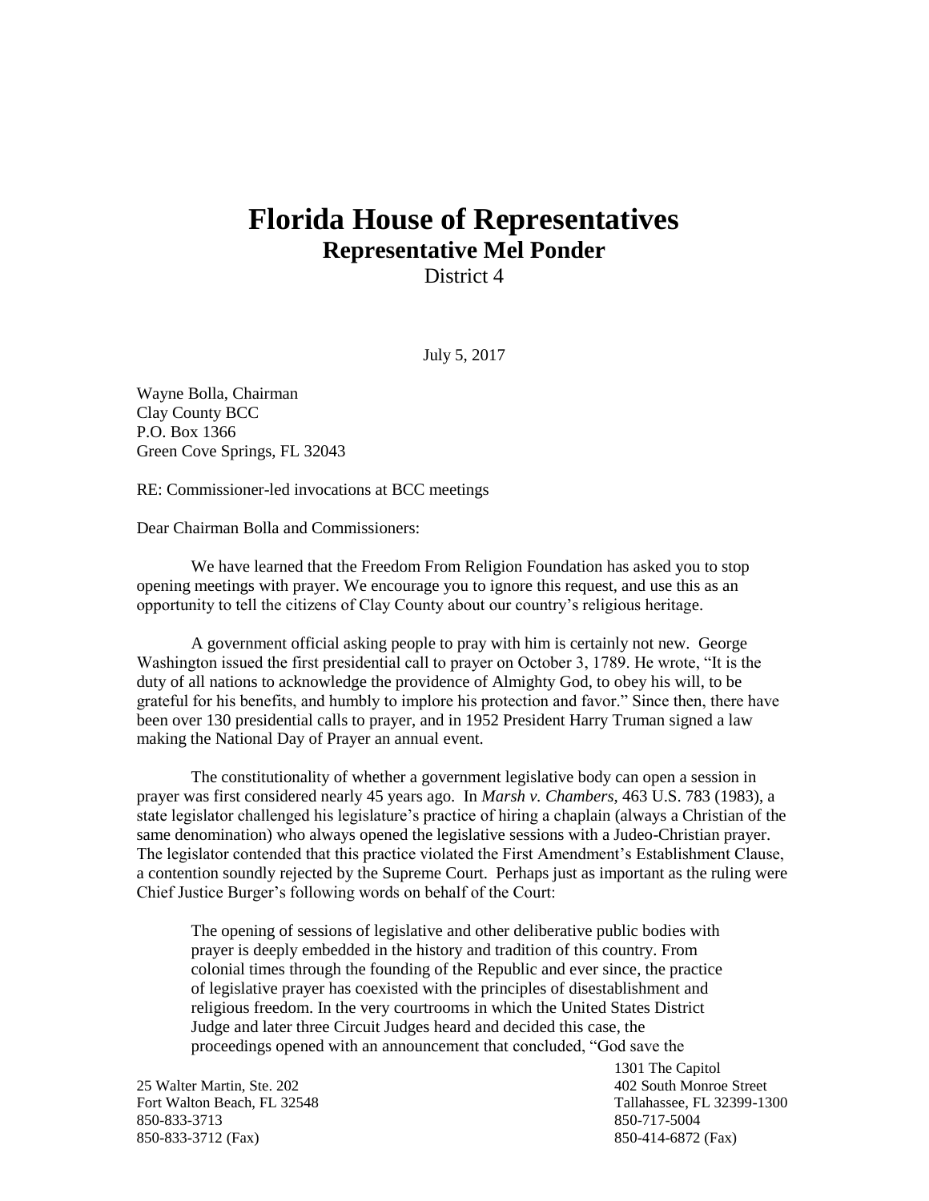# Florida House of Representatives

## Representative Mel Ponder

District 4

July 5, 2017

Wayne Bolla, Chairman
Clay County BCC
P.O. Box 1366
Green Cove Springs, FL 32043

RE: Commissioner-led invocations at BCC meetings

Dear Chairman Bolla and Commissioners:

We have learned that the Freedom From Religion Foundation has asked you to stop opening meetings with prayer. We encourage you to ignore this request, and use this as an opportunity to tell the citizens of Clay County about our country's religious heritage.

A government official asking people to pray with him is certainly not new. George Washington issued the first presidential call to prayer on October 3, 1789. He wrote, "It is the duty of all nations to acknowledge the providence of Almighty God, to obey his will, to be grateful for his benefits, and humbly to implore his protection and favor." Since then, there have been over 130 presidential calls to prayer, and in 1952 President Harry Truman signed a law making the National Day of Prayer an annual event.

The constitutionality of whether a government legislative body can open a session in prayer was first considered nearly 45 years ago. In *Marsh v. Chambers*, 463 U.S. 783 (1983), a state legislator challenged his legislature's practice of hiring a chaplain (always a Christian of the same denomination) who always opened the legislative sessions with a Judeo-Christian prayer. The legislator contended that this practice violated the First Amendment's Establishment Clause, a contention soundly rejected by the Supreme Court. Perhaps just as important as the ruling were Chief Justice Burger's following words on behalf of the Court:

> The opening of sessions of legislative and other deliberative public bodies with prayer is deeply embedded in the history and tradition of this country. From colonial times through the founding of the Republic and ever since, the practice of legislative prayer has coexisted with the principles of disestablishment and religious freedom. In the very courtrooms in which the United States District Judge and later three Circuit Judges heard and decided this case, the proceedings opened with an announcement that concluded, "God save the

25 Walter Martin, Ste. 202
Fort Walton Beach, FL 32548
850-833-3713
850-833-3712 (Fax)

1301 The Capitol
402 South Monroe Street
Tallahassee, FL 32399-1300
850-717-5004
850-414-6872 (Fax)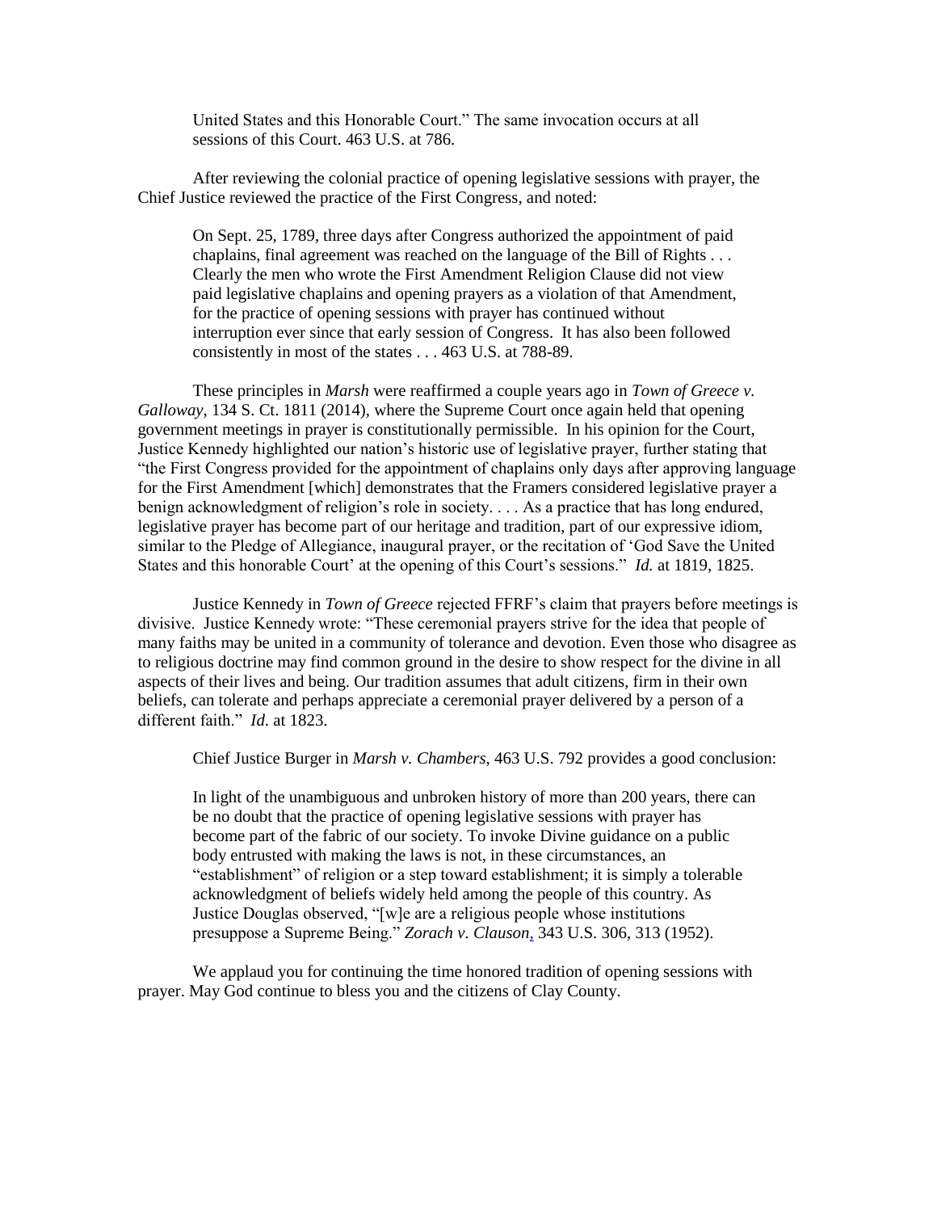> United States and this Honorable Court." The same invocation occurs at all sessions of this Court. 463 U.S. at 786.

After reviewing the colonial practice of opening legislative sessions with prayer, the Chief Justice reviewed the practice of the First Congress, and noted:

> On Sept. 25, 1789, three days after Congress authorized the appointment of paid chaplains, final agreement was reached on the language of the Bill of Rights . . . Clearly the men who wrote the First Amendment Religion Clause did not view paid legislative chaplains and opening prayers as a violation of that Amendment, for the practice of opening sessions with prayer has continued without interruption ever since that early session of Congress. It has also been followed consistently in most of the states . . . 463 U.S. at 788-89.

These principles in *Marsh* were reaffirmed a couple years ago in *Town of Greece v. Galloway*, 134 S. Ct. 1811 (2014), where the Supreme Court once again held that opening government meetings in prayer is constitutionally permissible. In his opinion for the Court, Justice Kennedy highlighted our nation's historic use of legislative prayer, further stating that "the First Congress provided for the appointment of chaplains only days after approving language for the First Amendment [which] demonstrates that the Framers considered legislative prayer a benign acknowledgment of religion's role in society. . . . As a practice that has long endured, legislative prayer has become part of our heritage and tradition, part of our expressive idiom, similar to the Pledge of Allegiance, inaugural prayer, or the recitation of 'God Save the United States and this honorable Court' at the opening of this Court's sessions." *Id.* at 1819, 1825.

Justice Kennedy in *Town of Greece* rejected FFRF's claim that prayers before meetings is divisive. Justice Kennedy wrote: "These ceremonial prayers strive for the idea that people of many faiths may be united in a community of tolerance and devotion. Even those who disagree as to religious doctrine may find common ground in the desire to show respect for the divine in all aspects of their lives and being. Our tradition assumes that adult citizens, firm in their own beliefs, can tolerate and perhaps appreciate a ceremonial prayer delivered by a person of a different faith." *Id.* at 1823.

Chief Justice Burger in *Marsh v. Chambers*, 463 U.S. 792 provides a good conclusion:

> In light of the unambiguous and unbroken history of more than 200 years, there can be no doubt that the practice of opening legislative sessions with prayer has become part of the fabric of our society. To invoke Divine guidance on a public body entrusted with making the laws is not, in these circumstances, an "establishment" of religion or a step toward establishment; it is simply a tolerable acknowledgment of beliefs widely held among the people of this country. As Justice Douglas observed, "[w]e are a religious people whose institutions presuppose a Supreme Being." *Zorach v. Clauson*, 343 U.S. 306, 313 (1952).

We applaud you for continuing the time honored tradition of opening sessions with prayer. May God continue to bless you and the citizens of Clay County.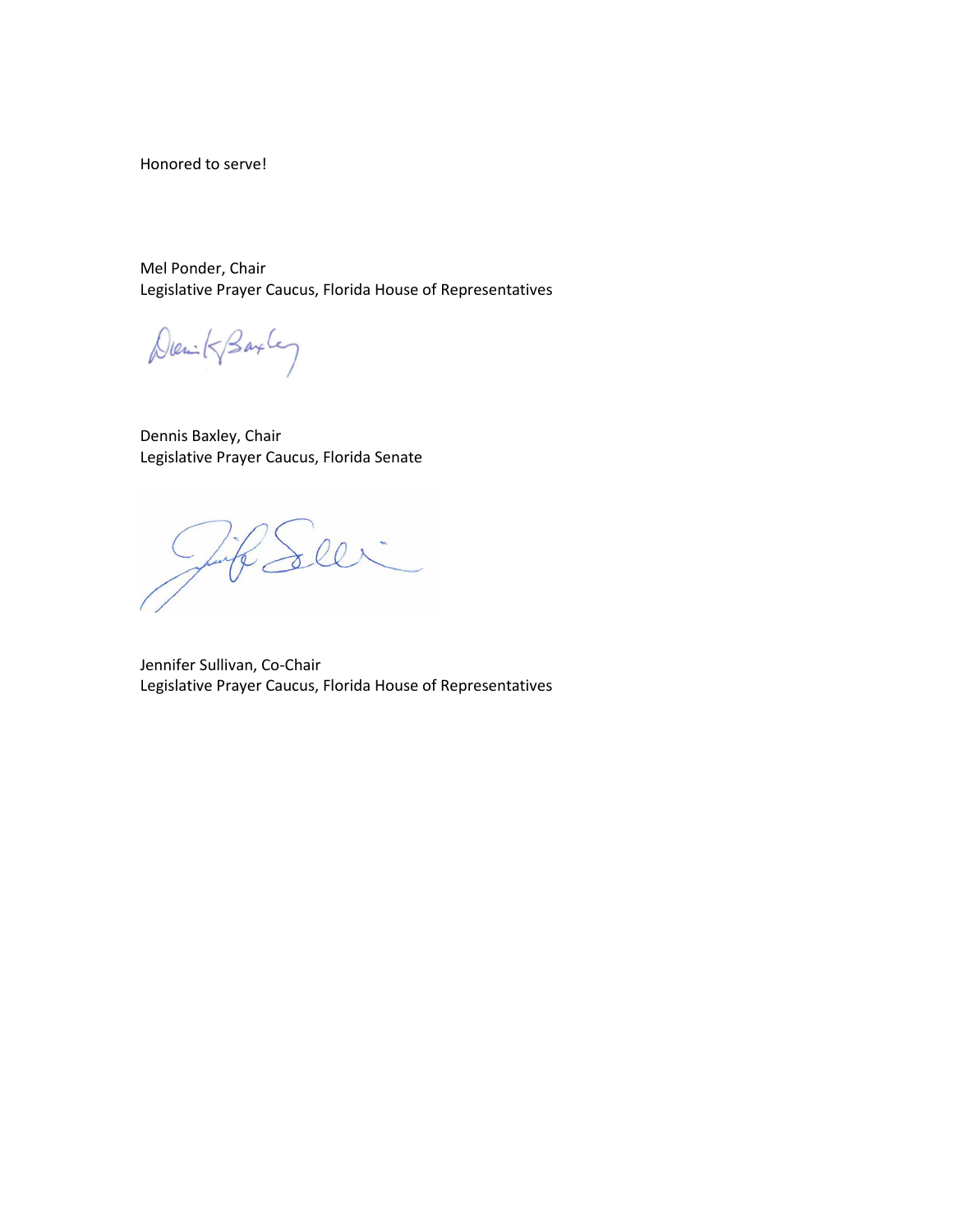Honored to serve!

Mel Ponder, Chair
Legislative Prayer Caucus, Florida House of Representatives

Dennis Baxley, Chair
Legislative Prayer Caucus, Florida Senate

Jennifer Sullivan, Co-Chair
Legislative Prayer Caucus, Florida House of Representatives